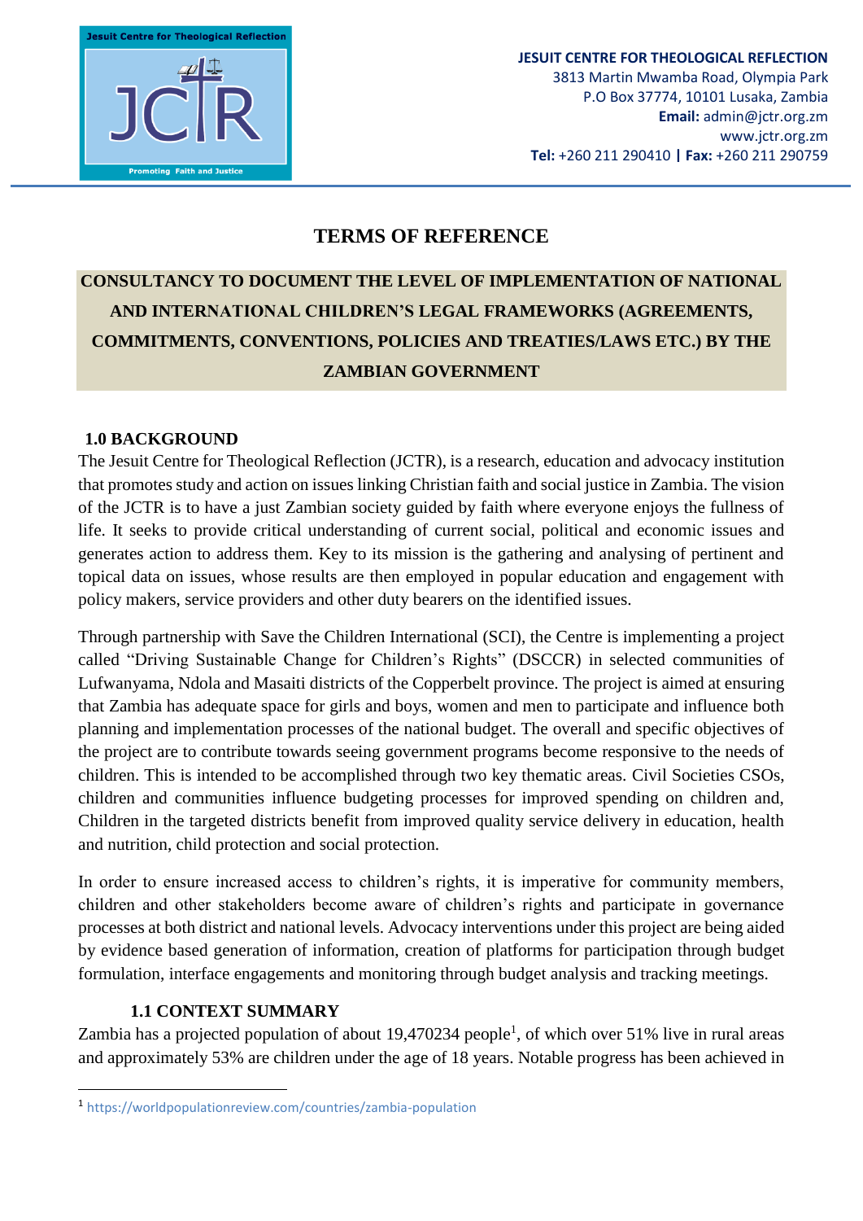JESUIT CENTRE FOR THEOLOGICAL REFLECTION
3813 Martin Mwamba Road, Olympia Park
P.O Box 37774, 10101 Lusaka, Zambia
**Email:** admin@jctr.org.zm
www.jctr.org.zm
**Tel:** +260 211 290410 **| Fax:** +260 211 290759

# TERMS OF REFERENCE

## CONSULTANCY TO DOCUMENT THE LEVEL OF IMPLEMENTATION OF NATIONAL AND INTERNATIONAL CHILDREN'S LEGAL FRAMEWORKS (AGREEMENTS, COMMITMENTS, CONVENTIONS, POLICIES AND TREATIES/LAWS ETC.) BY THE ZAMBIAN GOVERNMENT

### 1.0 BACKGROUND

The Jesuit Centre for Theological Reflection (JCTR), is a research, education and advocacy institution that promotes study and action on issues linking Christian faith and social justice in Zambia. The vision of the JCTR is to have a just Zambian society guided by faith where everyone enjoys the fullness of life. It seeks to provide critical understanding of current social, political and economic issues and generates action to address them. Key to its mission is the gathering and analysing of pertinent and topical data on issues, whose results are then employed in popular education and engagement with policy makers, service providers and other duty bearers on the identified issues.

Through partnership with Save the Children International (SCI), the Centre is implementing a project called "Driving Sustainable Change for Children's Rights" (DSCCR) in selected communities of Lufwanyama, Ndola and Masaiti districts of the Copperbelt province. The project is aimed at ensuring that Zambia has adequate space for girls and boys, women and men to participate and influence both planning and implementation processes of the national budget. The overall and specific objectives of the project are to contribute towards seeing government programs become responsive to the needs of children. This is intended to be accomplished through two key thematic areas. Civil Societies CSOs, children and communities influence budgeting processes for improved spending on children and, Children in the targeted districts benefit from improved quality service delivery in education, health and nutrition, child protection and social protection.

In order to ensure increased access to children's rights, it is imperative for community members, children and other stakeholders become aware of children's rights and participate in governance processes at both district and national levels. Advocacy interventions under this project are being aided by evidence based generation of information, creation of platforms for participation through budget formulation, interface engagements and monitoring through budget analysis and tracking meetings.

#### 1.1 CONTEXT SUMMARY

Zambia has a projected population of about 19,470234 people[1], of which over 51% live in rural areas and approximately 53% are children under the age of 18 years. Notable progress has been achieved in

[1] https://worldpopulationreview.com/countries/zambia-population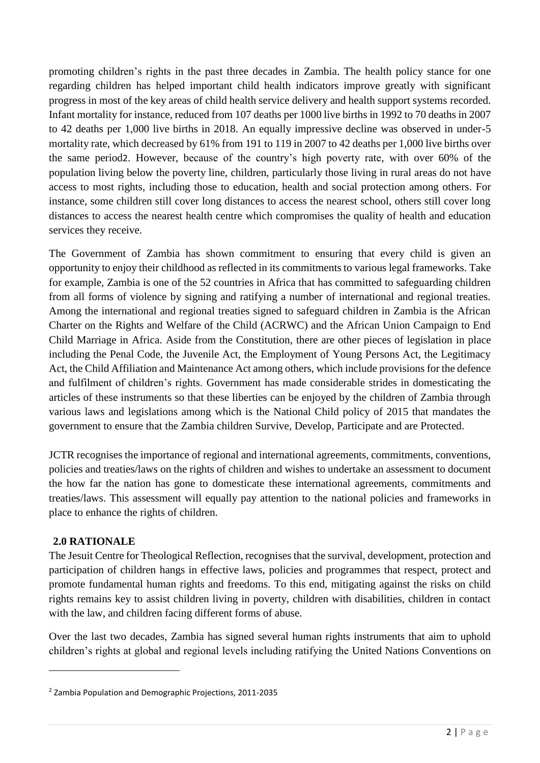promoting children's rights in the past three decades in Zambia. The health policy stance for one regarding children has helped important child health indicators improve greatly with significant progress in most of the key areas of child health service delivery and health support systems recorded. Infant mortality for instance, reduced from 107 deaths per 1000 live births in 1992 to 70 deaths in 2007 to 42 deaths per 1,000 live births in 2018. An equally impressive decline was observed in under-5 mortality rate, which decreased by 61% from 191 to 119 in 2007 to 42 deaths per 1,000 live births over the same period[2]. However, because of the country's high poverty rate, with over 60% of the population living below the poverty line, children, particularly those living in rural areas do not have access to most rights, including those to education, health and social protection among others. For instance, some children still cover long distances to access the nearest school, others still cover long distances to access the nearest health centre which compromises the quality of health and education services they receive.

The Government of Zambia has shown commitment to ensuring that every child is given an opportunity to enjoy their childhood as reflected in its commitments to various legal frameworks. Take for example, Zambia is one of the 52 countries in Africa that has committed to safeguarding children from all forms of violence by signing and ratifying a number of international and regional treaties. Among the international and regional treaties signed to safeguard children in Zambia is the African Charter on the Rights and Welfare of the Child (ACRWC) and the African Union Campaign to End Child Marriage in Africa. Aside from the Constitution, there are other pieces of legislation in place including the Penal Code, the Juvenile Act, the Employment of Young Persons Act, the Legitimacy Act, the Child Affiliation and Maintenance Act among others, which include provisions for the defence and fulfilment of children's rights. Government has made considerable strides in domesticating the articles of these instruments so that these liberties can be enjoyed by the children of Zambia through various laws and legislations among which is the National Child policy of 2015 that mandates the government to ensure that the Zambia children Survive, Develop, Participate and are Protected.

JCTR recognises the importance of regional and international agreements, commitments, conventions, policies and treaties/laws on the rights of children and wishes to undertake an assessment to document the how far the nation has gone to domesticate these international agreements, commitments and treaties/laws. This assessment will equally pay attention to the national policies and frameworks in place to enhance the rights of children.

## 2.0 RATIONALE

The Jesuit Centre for Theological Reflection, recognises that the survival, development, protection and participation of children hangs in effective laws, policies and programmes that respect, protect and promote fundamental human rights and freedoms. To this end, mitigating against the risks on child rights remains key to assist children living in poverty, children with disabilities, children in contact with the law, and children facing different forms of abuse.

Over the last two decades, Zambia has signed several human rights instruments that aim to uphold children's rights at global and regional levels including ratifying the United Nations Conventions on

[2] Zambia Population and Demographic Projections, 2011-2035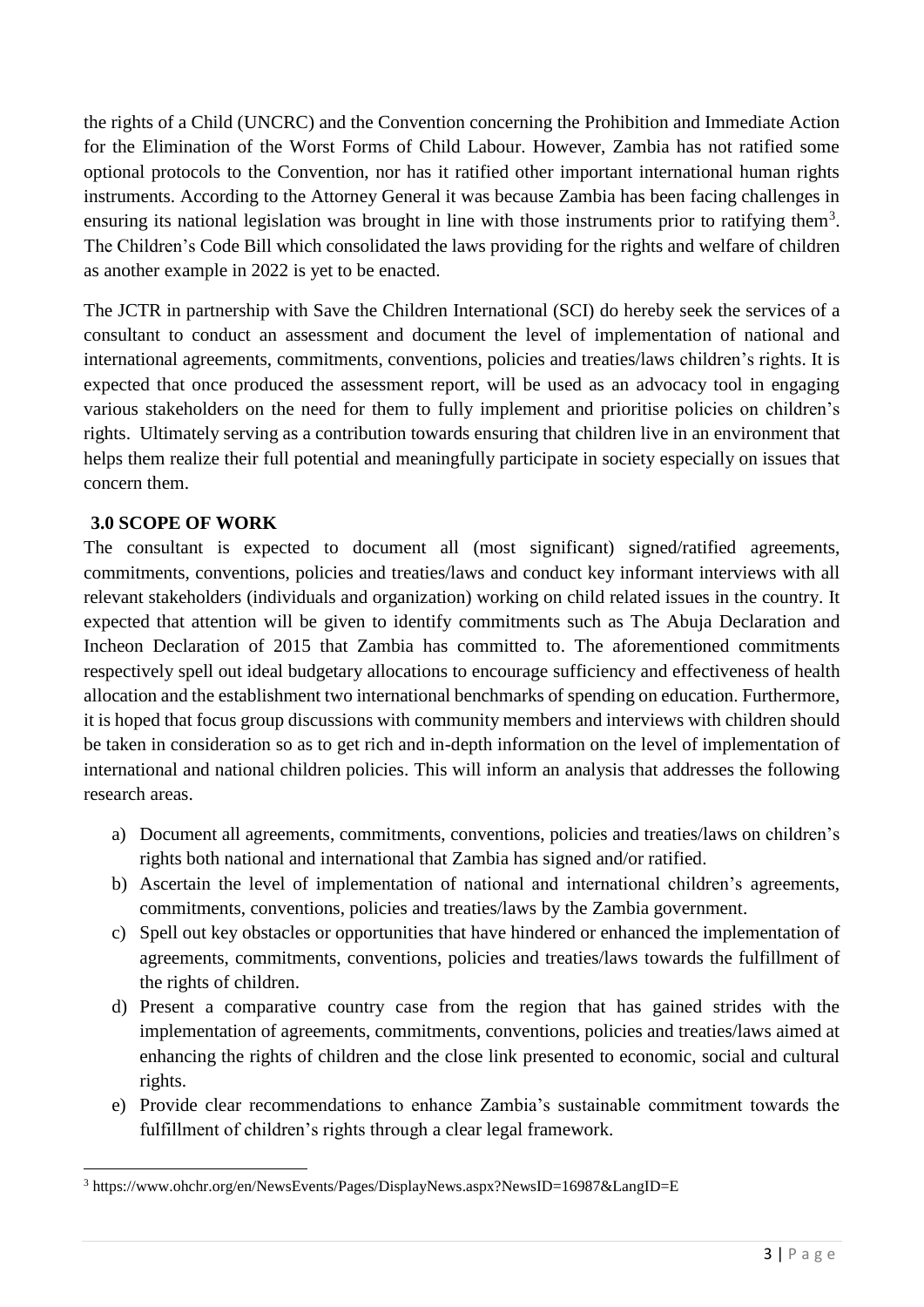the rights of a Child (UNCRC) and the Convention concerning the Prohibition and Immediate Action for the Elimination of the Worst Forms of Child Labour. However, Zambia has not ratified some optional protocols to the Convention, nor has it ratified other important international human rights instruments. According to the Attorney General it was because Zambia has been facing challenges in ensuring its national legislation was brought in line with those instruments prior to ratifying them[3]. The Children's Code Bill which consolidated the laws providing for the rights and welfare of children as another example in 2022 is yet to be enacted.

The JCTR in partnership with Save the Children International (SCI) do hereby seek the services of a consultant to conduct an assessment and document the level of implementation of national and international agreements, commitments, conventions, policies and treaties/laws children's rights. It is expected that once produced the assessment report, will be used as an advocacy tool in engaging various stakeholders on the need for them to fully implement and prioritise policies on children's rights. Ultimately serving as a contribution towards ensuring that children live in an environment that helps them realize their full potential and meaningfully participate in society especially on issues that concern them.

## 3.0 SCOPE OF WORK

The consultant is expected to document all (most significant) signed/ratified agreements, commitments, conventions, policies and treaties/laws and conduct key informant interviews with all relevant stakeholders (individuals and organization) working on child related issues in the country. It expected that attention will be given to identify commitments such as The Abuja Declaration and Incheon Declaration of 2015 that Zambia has committed to. The aforementioned commitments respectively spell out ideal budgetary allocations to encourage sufficiency and effectiveness of health allocation and the establishment two international benchmarks of spending on education. Furthermore, it is hoped that focus group discussions with community members and interviews with children should be taken in consideration so as to get rich and in-depth information on the level of implementation of international and national children policies. This will inform an analysis that addresses the following research areas.

a) Document all agreements, commitments, conventions, policies and treaties/laws on children's rights both national and international that Zambia has signed and/or ratified.
b) Ascertain the level of implementation of national and international children's agreements, commitments, conventions, policies and treaties/laws by the Zambia government.
c) Spell out key obstacles or opportunities that have hindered or enhanced the implementation of agreements, commitments, conventions, policies and treaties/laws towards the fulfillment of the rights of children.
d) Present a comparative country case from the region that has gained strides with the implementation of agreements, commitments, conventions, policies and treaties/laws aimed at enhancing the rights of children and the close link presented to economic, social and cultural rights.
e) Provide clear recommendations to enhance Zambia's sustainable commitment towards the fulfillment of children's rights through a clear legal framework.

[3] https://www.ohchr.org/en/NewsEvents/Pages/DisplayNews.aspx?NewsID=16987&LangID=E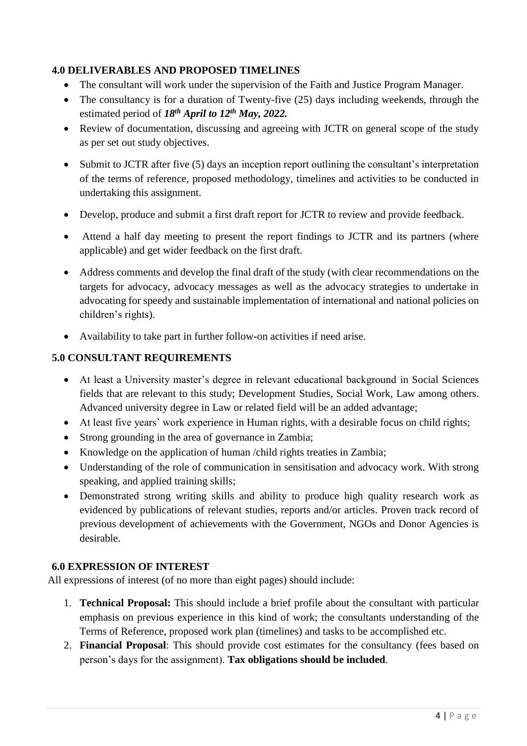## 4.0 DELIVERABLES AND PROPOSED TIMELINES

- The consultant will work under the supervision of the Faith and Justice Program Manager.
- The consultancy is for a duration of Twenty-five (25) days including weekends, through the estimated period of ***18th April to 12th May, 2022.***
- Review of documentation, discussing and agreeing with JCTR on general scope of the study as per set out study objectives.
- Submit to JCTR after five (5) days an inception report outlining the consultant's interpretation of the terms of reference, proposed methodology, timelines and activities to be conducted in undertaking this assignment.
- Develop, produce and submit a first draft report for JCTR to review and provide feedback.
- Attend a half day meeting to present the report findings to JCTR and its partners (where applicable) and get wider feedback on the first draft.
- Address comments and develop the final draft of the study (with clear recommendations on the targets for advocacy, advocacy messages as well as the advocacy strategies to undertake in advocating for speedy and sustainable implementation of international and national policies on children's rights).
- Availability to take part in further follow-on activities if need arise.

## 5.0 CONSULTANT REQUIREMENTS

- At least a University master's degree in relevant educational background in Social Sciences fields that are relevant to this study; Development Studies, Social Work, Law among others. Advanced university degree in Law or related field will be an added advantage;
- At least five years' work experience in Human rights, with a desirable focus on child rights;
- Strong grounding in the area of governance in Zambia;
- Knowledge on the application of human /child rights treaties in Zambia;
- Understanding of the role of communication in sensitisation and advocacy work. With strong speaking, and applied training skills;
- Demonstrated strong writing skills and ability to produce high quality research work as evidenced by publications of relevant studies, reports and/or articles. Proven track record of previous development of achievements with the Government, NGOs and Donor Agencies is desirable.

## 6.0 EXPRESSION OF INTEREST

All expressions of interest (of no more than eight pages) should include:

1. **Technical Proposal:** This should include a brief profile about the consultant with particular emphasis on previous experience in this kind of work; the consultants understanding of the Terms of Reference, proposed work plan (timelines) and tasks to be accomplished etc.
2. **Financial Proposal**: This should provide cost estimates for the consultancy (fees based on person's days for the assignment). **Tax obligations should be included**.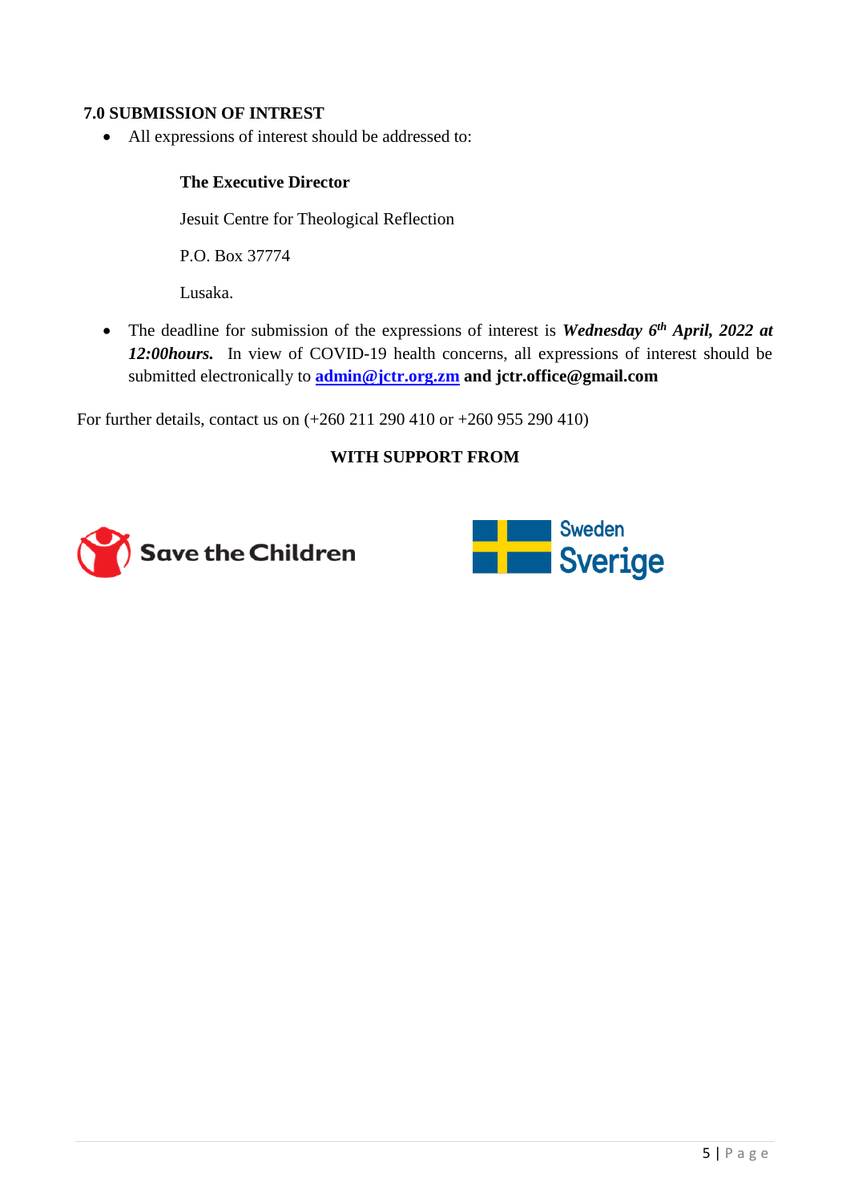## 7.0 SUBMISSION OF INTREST

- All expressions of interest should be addressed to:

  **The Executive Director**

  Jesuit Centre for Theological Reflection

  P.O. Box 37774

  Lusaka.

- The deadline for submission of the expressions of interest is ***Wednesday 6th April, 2022 at 12:00hours.*** In view of COVID-19 health concerns, all expressions of interest should be submitted electronically to **admin@jctr.org.zm and jctr.office@gmail.com**

For further details, contact us on (+260 211 290 410 or +260 955 290 410)

**WITH SUPPORT FROM**

Save the Children

Sweden
Sverige